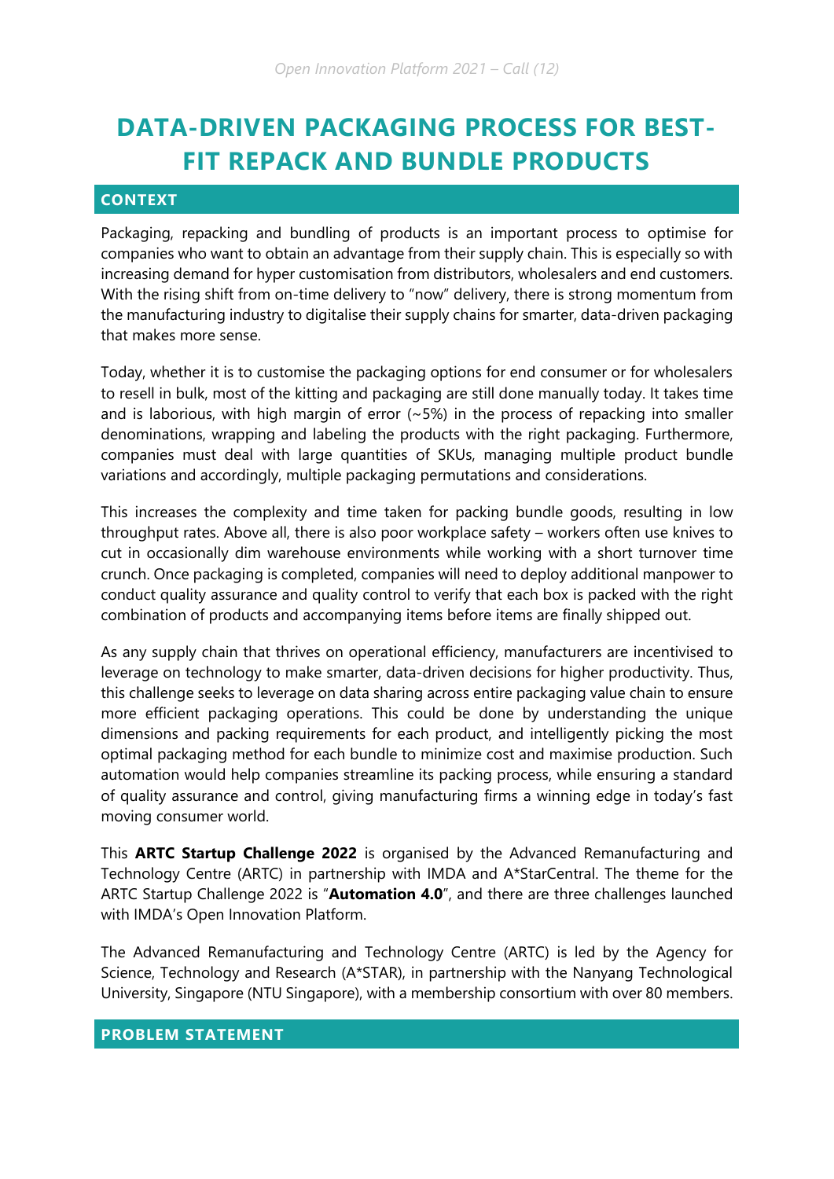# DATA-DRIVEN PACKAGING PROCESS FOR BEST-FIT REPACK AND BUNDLE PRODUCTS

## CONTEXT

Packaging, repacking and bundling of products is an important process to optimise for companies who want to obtain an advantage from their supply chain. This is especially so with increasing demand for hyper customisation from distributors, wholesalers and end customers. With the rising shift from on-time delivery to "now" delivery, there is strong momentum from the manufacturing industry to digitalise their supply chains for smarter, data-driven packaging that makes more sense.

Today, whether it is to customise the packaging options for end consumer or for wholesalers to resell in bulk, most of the kitting and packaging are still done manually today. It takes time and is laborious, with high margin of error (~5%) in the process of repacking into smaller denominations, wrapping and labeling the products with the right packaging. Furthermore, companies must deal with large quantities of SKUs, managing multiple product bundle variations and accordingly, multiple packaging permutations and considerations.

This increases the complexity and time taken for packing bundle goods, resulting in low throughput rates. Above all, there is also poor workplace safety – workers often use knives to cut in occasionally dim warehouse environments while working with a short turnover time crunch. Once packaging is completed, companies will need to deploy additional manpower to conduct quality assurance and quality control to verify that each box is packed with the right combination of products and accompanying items before items are finally shipped out.

As any supply chain that thrives on operational efficiency, manufacturers are incentivised to leverage on technology to make smarter, data-driven decisions for higher productivity. Thus, this challenge seeks to leverage on data sharing across entire packaging value chain to ensure more efficient packaging operations. This could be done by understanding the unique dimensions and packing requirements for each product, and intelligently picking the most optimal packaging method for each bundle to minimize cost and maximise production. Such automation would help companies streamline its packing process, while ensuring a standard of quality assurance and control, giving manufacturing firms a winning edge in today's fast moving consumer world.

This **ARTC Startup Challenge 2022** is organised by the Advanced Remanufacturing and Technology Centre (ARTC) in partnership with IMDA and A*StarCentral. The theme for the ARTC Startup Challenge 2022 is "**Automation 4.0**", and there are three challenges launched with IMDA's Open Innovation Platform.

The Advanced Remanufacturing and Technology Centre (ARTC) is led by the Agency for Science, Technology and Research (A*STAR), in partnership with the Nanyang Technological University, Singapore (NTU Singapore), with a membership consortium with over 80 members.

## PROBLEM STATEMENT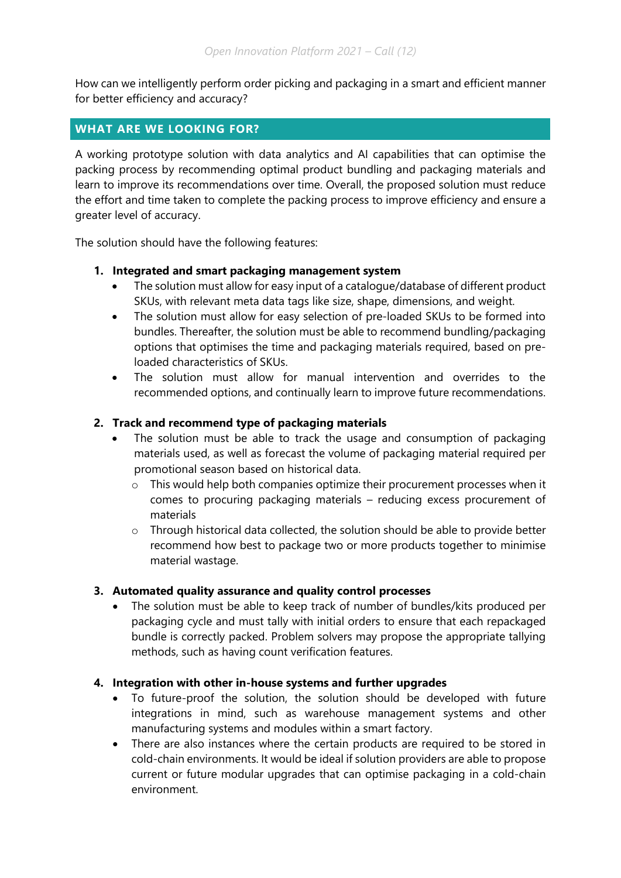How can we intelligently perform order picking and packaging in a smart and efficient manner for better efficiency and accuracy?

## WHAT ARE WE LOOKING FOR?

A working prototype solution with data analytics and AI capabilities that can optimise the packing process by recommending optimal product bundling and packaging materials and learn to improve its recommendations over time. Overall, the proposed solution must reduce the effort and time taken to complete the packing process to improve efficiency and ensure a greater level of accuracy.

The solution should have the following features:

1. **Integrated and smart packaging management system**
   - The solution must allow for easy input of a catalogue/database of different product SKUs, with relevant meta data tags like size, shape, dimensions, and weight.
   - The solution must allow for easy selection of pre-loaded SKUs to be formed into bundles. Thereafter, the solution must be able to recommend bundling/packaging options that optimises the time and packaging materials required, based on pre-loaded characteristics of SKUs.
   - The solution must allow for manual intervention and overrides to the recommended options, and continually learn to improve future recommendations.

2. **Track and recommend type of packaging materials**
   - The solution must be able to track the usage and consumption of packaging materials used, as well as forecast the volume of packaging material required per promotional season based on historical data.
     - This would help both companies optimize their procurement processes when it comes to procuring packaging materials – reducing excess procurement of materials
     - Through historical data collected, the solution should be able to provide better recommend how best to package two or more products together to minimise material wastage.

3. **Automated quality assurance and quality control processes**
   - The solution must be able to keep track of number of bundles/kits produced per packaging cycle and must tally with initial orders to ensure that each repackaged bundle is correctly packed. Problem solvers may propose the appropriate tallying methods, such as having count verification features.

4. **Integration with other in-house systems and further upgrades**
   - To future-proof the solution, the solution should be developed with future integrations in mind, such as warehouse management systems and other manufacturing systems and modules within a smart factory.
   - There are also instances where the certain products are required to be stored in cold-chain environments. It would be ideal if solution providers are able to propose current or future modular upgrades that can optimise packaging in a cold-chain environment.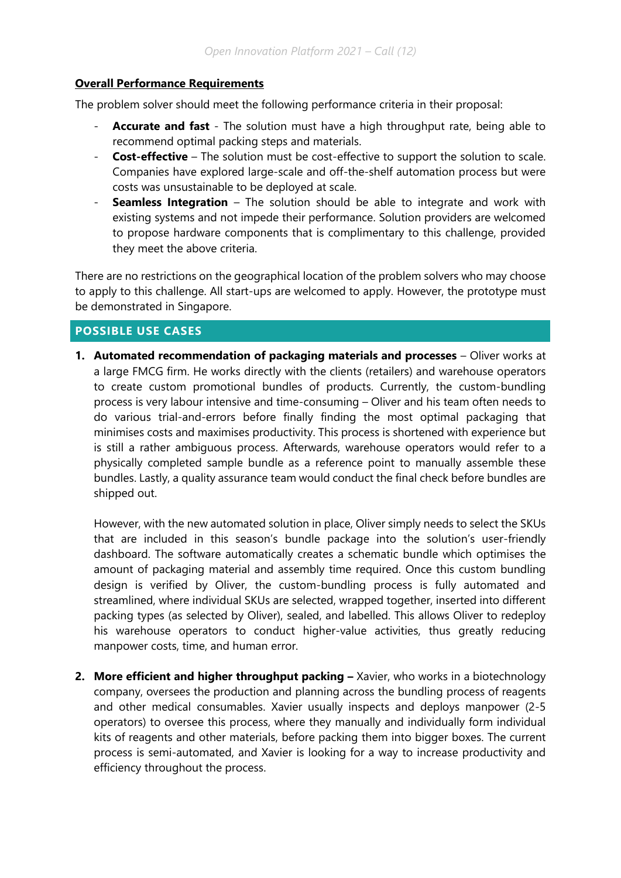**Overall Performance Requirements**

The problem solver should meet the following performance criteria in their proposal:

- **Accurate and fast** - The solution must have a high throughput rate, being able to recommend optimal packing steps and materials.
- **Cost-effective** – The solution must be cost-effective to support the solution to scale. Companies have explored large-scale and off-the-shelf automation process but were costs was unsustainable to be deployed at scale.
- **Seamless Integration** – The solution should be able to integrate and work with existing systems and not impede their performance. Solution providers are welcomed to propose hardware components that is complimentary to this challenge, provided they meet the above criteria.

There are no restrictions on the geographical location of the problem solvers who may choose to apply to this challenge. All start-ups are welcomed to apply. However, the prototype must be demonstrated in Singapore.

## POSSIBLE USE CASES

1. **Automated recommendation of packaging materials and processes** – Oliver works at a large FMCG firm. He works directly with the clients (retailers) and warehouse operators to create custom promotional bundles of products. Currently, the custom-bundling process is very labour intensive and time-consuming – Oliver and his team often needs to do various trial-and-errors before finally finding the most optimal packaging that minimises costs and maximises productivity. This process is shortened with experience but is still a rather ambiguous process. Afterwards, warehouse operators would refer to a physically completed sample bundle as a reference point to manually assemble these bundles. Lastly, a quality assurance team would conduct the final check before bundles are shipped out.

   However, with the new automated solution in place, Oliver simply needs to select the SKUs that are included in this season's bundle package into the solution's user-friendly dashboard. The software automatically creates a schematic bundle which optimises the amount of packaging material and assembly time required. Once this custom bundling design is verified by Oliver, the custom-bundling process is fully automated and streamlined, where individual SKUs are selected, wrapped together, inserted into different packing types (as selected by Oliver), sealed, and labelled. This allows Oliver to redeploy his warehouse operators to conduct higher-value activities, thus greatly reducing manpower costs, time, and human error.

2. **More efficient and higher throughput packing –** Xavier, who works in a biotechnology company, oversees the production and planning across the bundling process of reagents and other medical consumables. Xavier usually inspects and deploys manpower (2-5 operators) to oversee this process, where they manually and individually form individual kits of reagents and other materials, before packing them into bigger boxes. The current process is semi-automated, and Xavier is looking for a way to increase productivity and efficiency throughout the process.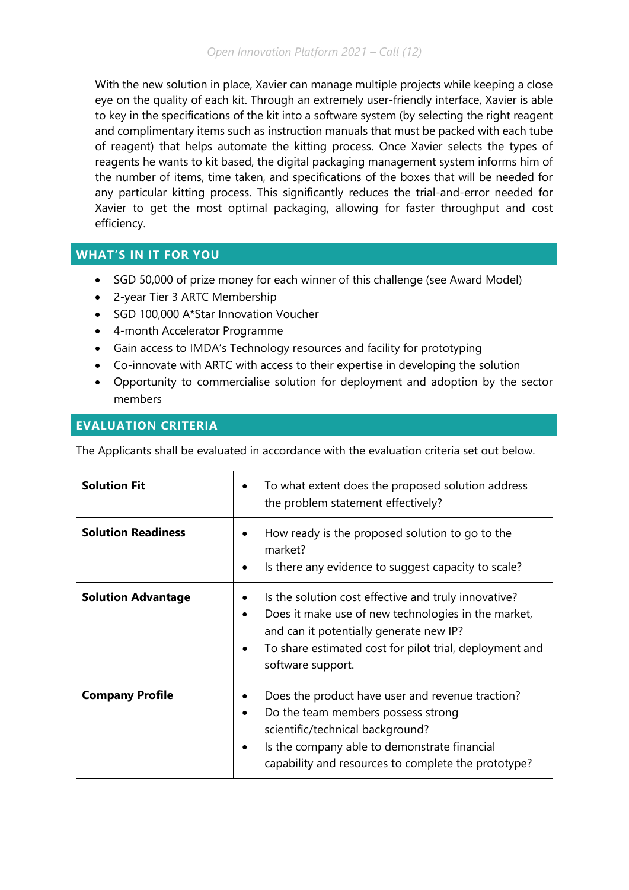With the new solution in place, Xavier can manage multiple projects while keeping a close eye on the quality of each kit. Through an extremely user-friendly interface, Xavier is able to key in the specifications of the kit into a software system (by selecting the right reagent and complimentary items such as instruction manuals that must be packed with each tube of reagent) that helps automate the kitting process. Once Xavier selects the types of reagents he wants to kit based, the digital packaging management system informs him of the number of items, time taken, and specifications of the boxes that will be needed for any particular kitting process. This significantly reduces the trial-and-error needed for Xavier to get the most optimal packaging, allowing for faster throughput and cost efficiency.

## WHAT'S IN IT FOR YOU

- SGD 50,000 of prize money for each winner of this challenge (see Award Model)
- 2-year Tier 3 ARTC Membership
- SGD 100,000 A*Star Innovation Voucher
- 4-month Accelerator Programme
- Gain access to IMDA's Technology resources and facility for prototyping
- Co-innovate with ARTC with access to their expertise in developing the solution
- Opportunity to commercialise solution for deployment and adoption by the sector members

## EVALUATION CRITERIA

The Applicants shall be evaluated in accordance with the evaluation criteria set out below.

| | |
|---|---|
| **Solution Fit** | • To what extent does the proposed solution address the problem statement effectively? |
| **Solution Readiness** | • How ready is the proposed solution to go to the market?<br>• Is there any evidence to suggest capacity to scale? |
| **Solution Advantage** | • Is the solution cost effective and truly innovative?<br>• Does it make use of new technologies in the market, and can it potentially generate new IP?<br>• To share estimated cost for pilot trial, deployment and software support. |
| **Company Profile** | • Does the product have user and revenue traction?<br>• Do the team members possess strong scientific/technical background?<br>• Is the company able to demonstrate financial capability and resources to complete the prototype? |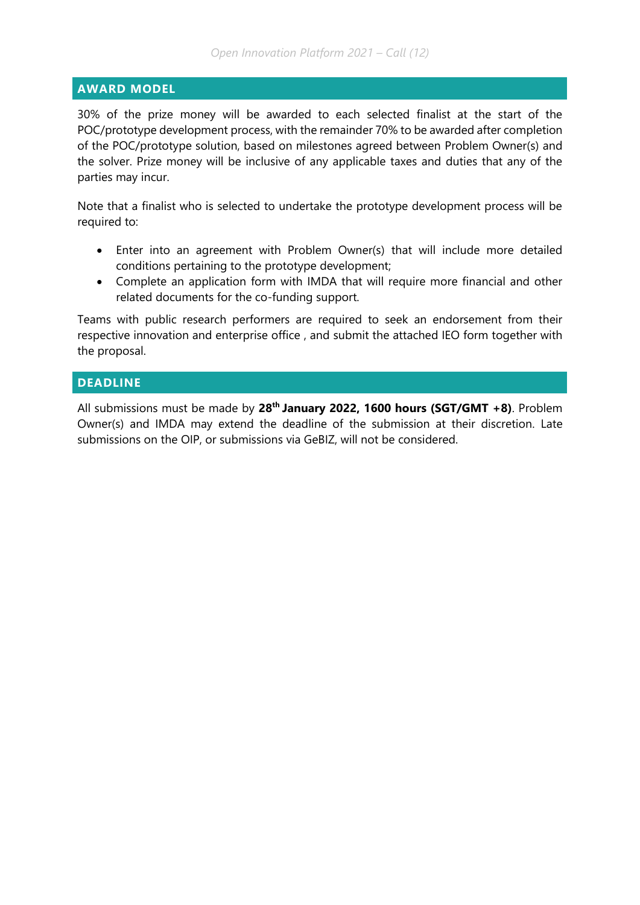## AWARD MODEL

30% of the prize money will be awarded to each selected finalist at the start of the POC/prototype development process, with the remainder 70% to be awarded after completion of the POC/prototype solution, based on milestones agreed between Problem Owner(s) and the solver. Prize money will be inclusive of any applicable taxes and duties that any of the parties may incur.

Note that a finalist who is selected to undertake the prototype development process will be required to:

- Enter into an agreement with Problem Owner(s) that will include more detailed conditions pertaining to the prototype development;
- Complete an application form with IMDA that will require more financial and other related documents for the co-funding support.

Teams with public research performers are required to seek an endorsement from their respective innovation and enterprise office , and submit the attached IEO form together with the proposal.

## DEADLINE

All submissions must be made by **28th January 2022, 1600 hours (SGT/GMT +8)**. Problem Owner(s) and IMDA may extend the deadline of the submission at their discretion. Late submissions on the OIP, or submissions via GeBIZ, will not be considered.